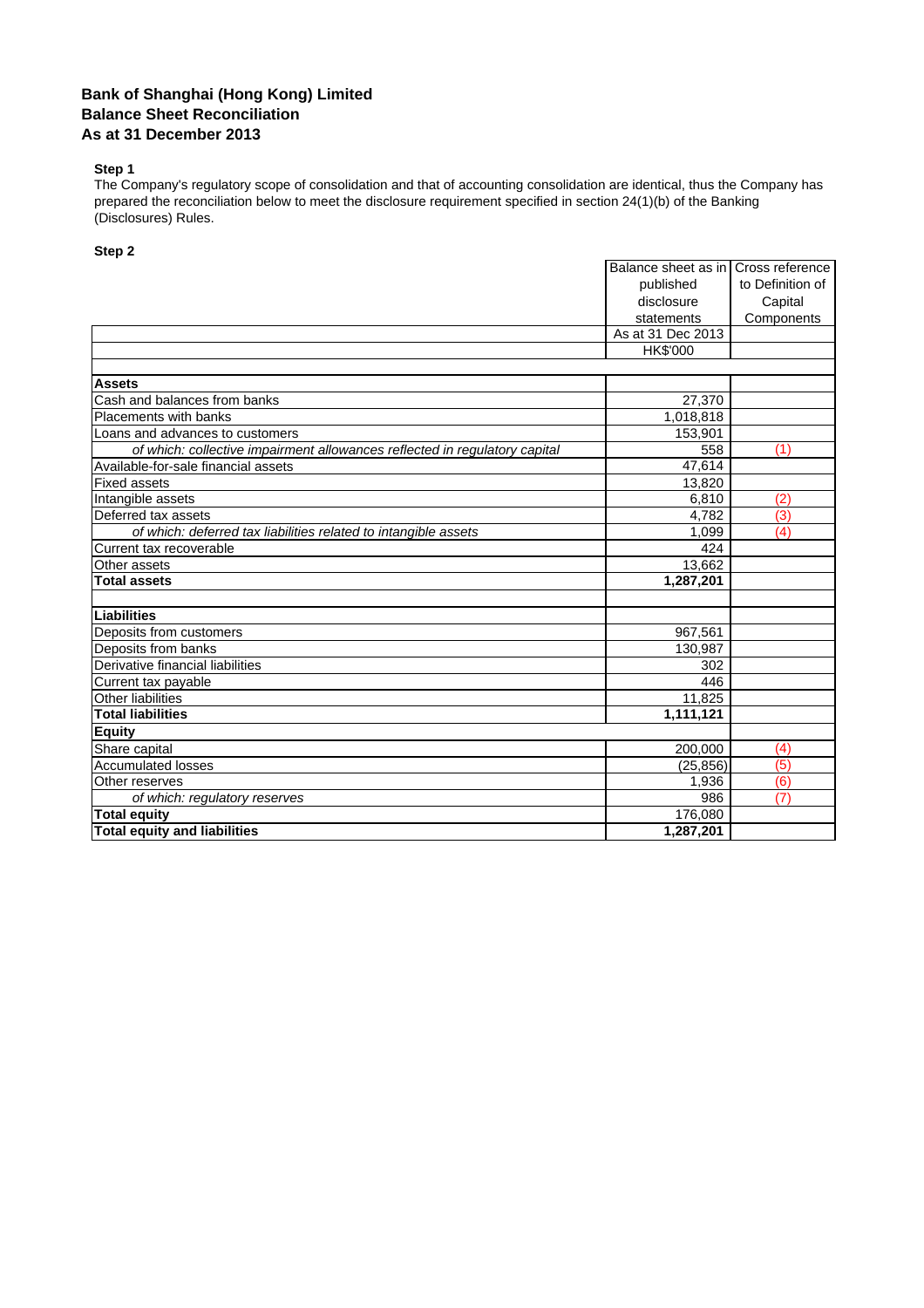**Bank of Shanghai (Hong Kong) Limited**
**Balance Sheet Reconciliation**
**As at 31 December 2013**

**Step 1**

The Company's regulatory scope of consolidation and that of accounting consolidation are identical, thus the Company has prepared the reconciliation below to meet the disclosure requirement specified in section 24(1)(b) of the Banking (Disclosures) Rules.

**Step 2**

| | Balance sheet as in published disclosure statements | Cross reference to Definition of Capital Components |
|---|---|---|
| | As at 31 Dec 2013 | |
| | HK$'000 | |
| | | |
| **Assets** | | |
| Cash and balances from banks | 27,370 | |
| Placements with banks | 1,018,818 | |
| Loans and advances to customers | 153,901 | |
| *of which: collective impairment allowances reflected in regulatory capital* | 558 | (1) |
| Available-for-sale financial assets | 47,614 | |
| Fixed assets | 13,820 | |
| Intangible assets | 6,810 | (2) |
| Deferred tax assets | 4,782 | (3) |
| *of which: deferred tax liabilities related to intangible assets* | 1,099 | (4) |
| Current tax recoverable | 424 | |
| Other assets | 13,662 | |
| **Total assets** | **1,287,201** | |
| | | |
| **Liabilities** | | |
| Deposits from customers | 967,561 | |
| Deposits from banks | 130,987 | |
| Derivative financial liabilities | 302 | |
| Current tax payable | 446 | |
| Other liabilities | 11,825 | |
| **Total liabilities** | **1,111,121** | |
| **Equity** | | |
| Share capital | 200,000 | (4) |
| Accumulated losses | (25,856) | (5) |
| Other reserves | 1,936 | (6) |
| *of which: regulatory reserves* | 986 | (7) |
| **Total equity** | 176,080 | |
| **Total equity and liabilities** | **1,287,201** | |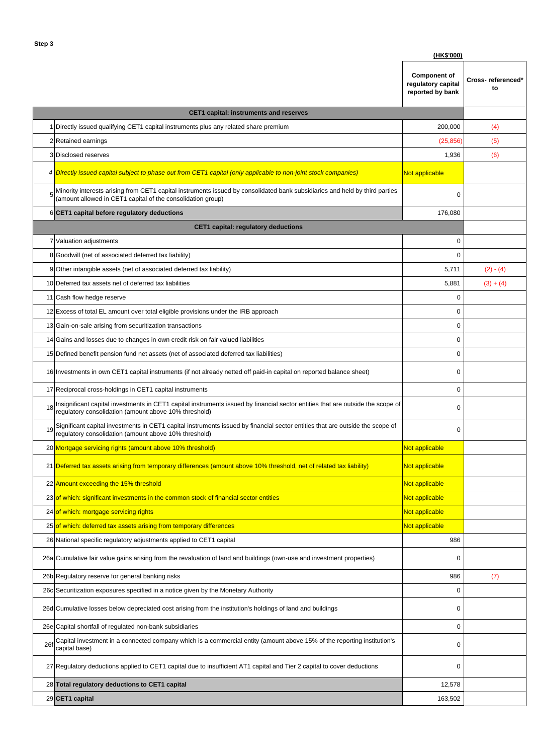**Step 3**

| | | (HK$'000) | |
|---|---|---|---|
| | | **Component of regulatory capital reported by bank** | **Cross- referenced* to** |
| | **CET1 capital: instruments and reserves** | | |
| 1 | Directly issued qualifying CET1 capital instruments plus any related share premium | 200,000 | (4) |
| 2 | Retained earnings | (25,856) | (5) |
| 3 | Disclosed reserves | 1,936 | (6) |
| *4* | *Directly issued capital subject to phase out from CET1 capital (only applicable to non-joint stock companies)* | Not applicable | |
| 5 | Minority interests arising from CET1 capital instruments issued by consolidated bank subsidiaries and held by third parties (amount allowed in CET1 capital of the consolidation group) | 0 | |
| 6 | **CET1 capital before regulatory deductions** | 176,080 | |
| | **CET1 capital: regulatory deductions** | | |
| 7 | Valuation adjustments | 0 | |
| 8 | Goodwill (net of associated deferred tax liability) | 0 | |
| 9 | Other intangible assets (net of associated deferred tax liability) | 5,711 | (2) - (4) |
| 10 | Deferred tax assets net of deferred tax liabilities | 5,881 | (3) + (4) |
| 11 | Cash flow hedge reserve | 0 | |
| 12 | Excess of total EL amount over total eligible provisions under the IRB approach | 0 | |
| 13 | Gain-on-sale arising from securitization transactions | 0 | |
| 14 | Gains and losses due to changes in own credit risk on fair valued liabilities | 0 | |
| 15 | Defined benefit pension fund net assets (net of associated deferred tax liabilities) | 0 | |
| 16 | Investments in own CET1 capital instruments (if not already netted off paid-in capital on reported balance sheet) | 0 | |
| 17 | Reciprocal cross-holdings in CET1 capital instruments | 0 | |
| 18 | Insignificant capital investments in CET1 capital instruments issued by financial sector entities that are outside the scope of regulatory consolidation (amount above 10% threshold) | 0 | |
| 19 | Significant capital investments in CET1 capital instruments issued by financial sector entities that are outside the scope of regulatory consolidation (amount above 10% threshold) | 0 | |
| 20 | Mortgage servicing rights (amount above 10% threshold) | Not applicable | |
| 21 | Deferred tax assets arising from temporary differences (amount above 10% threshold, net of related tax liability) | Not applicable | |
| 22 | Amount exceeding the 15% threshold | Not applicable | |
| 23 | of which: significant investments in the common stock of financial sector entities | Not applicable | |
| 24 | of which: mortgage servicing rights | Not applicable | |
| 25 | of which: deferred tax assets arising from temporary differences | Not applicable | |
| 26 | National specific regulatory adjustments applied to CET1 capital | 986 | |
| 26a | Cumulative fair value gains arising from the revaluation of land and buildings (own-use and investment properties) | 0 | |
| 26b | Regulatory reserve for general banking risks | 986 | (7) |
| 26c | Securitization exposures specified in a notice given by the Monetary Authority | 0 | |
| 26d | Cumulative losses below depreciated cost arising from the institution's holdings of land and buildings | 0 | |
| 26e | Capital shortfall of regulated non-bank subsidiaries | 0 | |
| 26f | Capital investment in a connected company which is a commercial entity (amount above 15% of the reporting institution's capital base) | 0 | |
| 27 | Regulatory deductions applied to CET1 capital due to insufficient AT1 capital and Tier 2 capital to cover deductions | 0 | |
| 28 | **Total regulatory deductions to CET1 capital** | 12,578 | |
| 29 | **CET1 capital** | 163,502 | |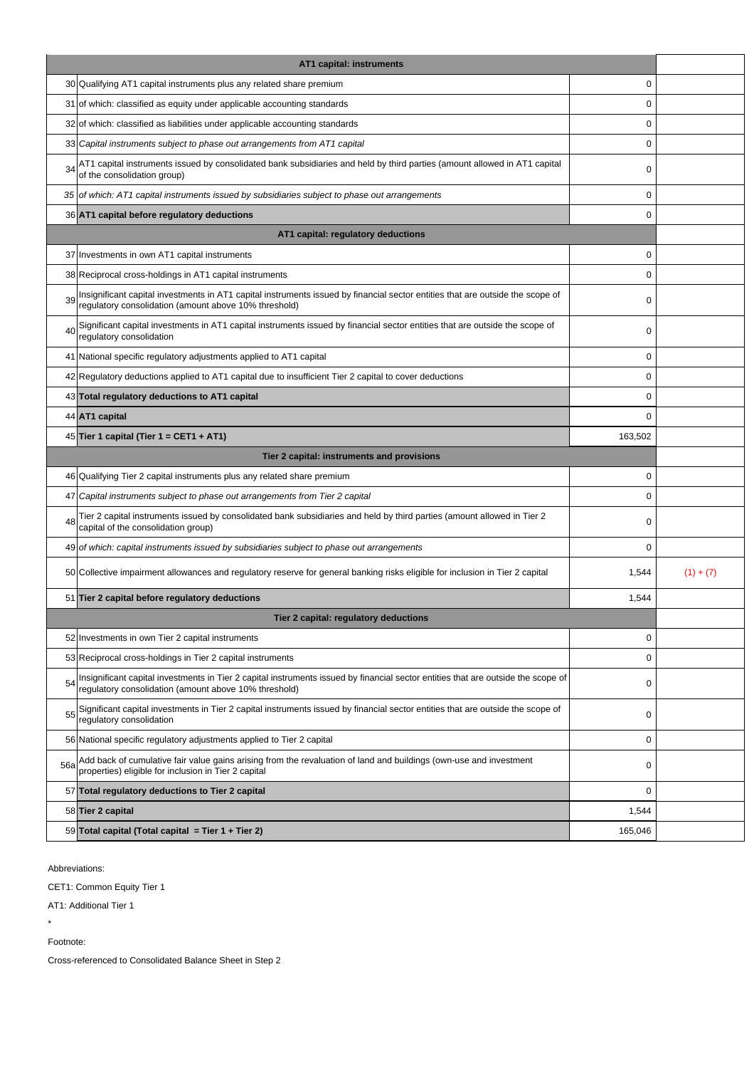| | | | |
|---|---|---|---|
| | **AT1 capital: instruments** | | |
| 30 | Qualifying AT1 capital instruments plus any related share premium | 0 | |
| 31 | of which: classified as equity under applicable accounting standards | 0 | |
| 32 | of which: classified as liabilities under applicable accounting standards | 0 | |
| 33 | *Capital instruments subject to phase out arrangements from AT1 capital* | 0 | |
| 34 | AT1 capital instruments issued by consolidated bank subsidiaries and held by third parties (amount allowed in AT1 capital of the consolidation group) | 0 | |
| *35* | *of which: AT1 capital instruments issued by subsidiaries subject to phase out arrangements* | 0 | |
| 36 | **AT1 capital before regulatory deductions** | 0 | |
| | **AT1 capital: regulatory deductions** | | |
| 37 | Investments in own AT1 capital instruments | 0 | |
| 38 | Reciprocal cross-holdings in AT1 capital instruments | 0 | |
| 39 | Insignificant capital investments in AT1 capital instruments issued by financial sector entities that are outside the scope of regulatory consolidation (amount above 10% threshold) | 0 | |
| 40 | Significant capital investments in AT1 capital instruments issued by financial sector entities that are outside the scope of regulatory consolidation | 0 | |
| 41 | National specific regulatory adjustments applied to AT1 capital | 0 | |
| 42 | Regulatory deductions applied to AT1 capital due to insufficient Tier 2 capital to cover deductions | 0 | |
| 43 | **Total regulatory deductions to AT1 capital** | 0 | |
| 44 | **AT1 capital** | 0 | |
| 45 | **Tier 1 capital (Tier 1 = CET1 + AT1)** | 163,502 | |
| | **Tier 2 capital: instruments and provisions** | | |
| 46 | Qualifying Tier 2 capital instruments plus any related share premium | 0 | |
| 47 | *Capital instruments subject to phase out arrangements from Tier 2 capital* | 0 | |
| 48 | Tier 2 capital instruments issued by consolidated bank subsidiaries and held by third parties (amount allowed in Tier 2 capital of the consolidation group) | 0 | |
| 49 | *of which: capital instruments issued by subsidiaries subject to phase out arrangements* | 0 | |
| 50 | Collective impairment allowances and regulatory reserve for general banking risks eligible for inclusion in Tier 2 capital | 1,544 | (1) + (7) |
| 51 | **Tier 2 capital before regulatory deductions** | 1,544 | |
| | **Tier 2 capital: regulatory deductions** | | |
| 52 | Investments in own Tier 2 capital instruments | 0 | |
| 53 | Reciprocal cross-holdings in Tier 2 capital instruments | 0 | |
| 54 | Insignificant capital investments in Tier 2 capital instruments issued by financial sector entities that are outside the scope of regulatory consolidation (amount above 10% threshold) | 0 | |
| 55 | Significant capital investments in Tier 2 capital instruments issued by financial sector entities that are outside the scope of regulatory consolidation | 0 | |
| 56 | National specific regulatory adjustments applied to Tier 2 capital | 0 | |
| 56a | Add back of cumulative fair value gains arising from the revaluation of land and buildings (own-use and investment properties) eligible for inclusion in Tier 2 capital | 0 | |
| 57 | **Total regulatory deductions to Tier 2 capital** | 0 | |
| 58 | **Tier 2 capital** | 1,544 | |
| 59 | **Total capital (Total capital = Tier 1 + Tier 2)** | 165,046 | |

Abbreviations:

CET1: Common Equity Tier 1

AT1: Additional Tier 1

*

Footnote:

Cross-referenced to Consolidated Balance Sheet in Step 2